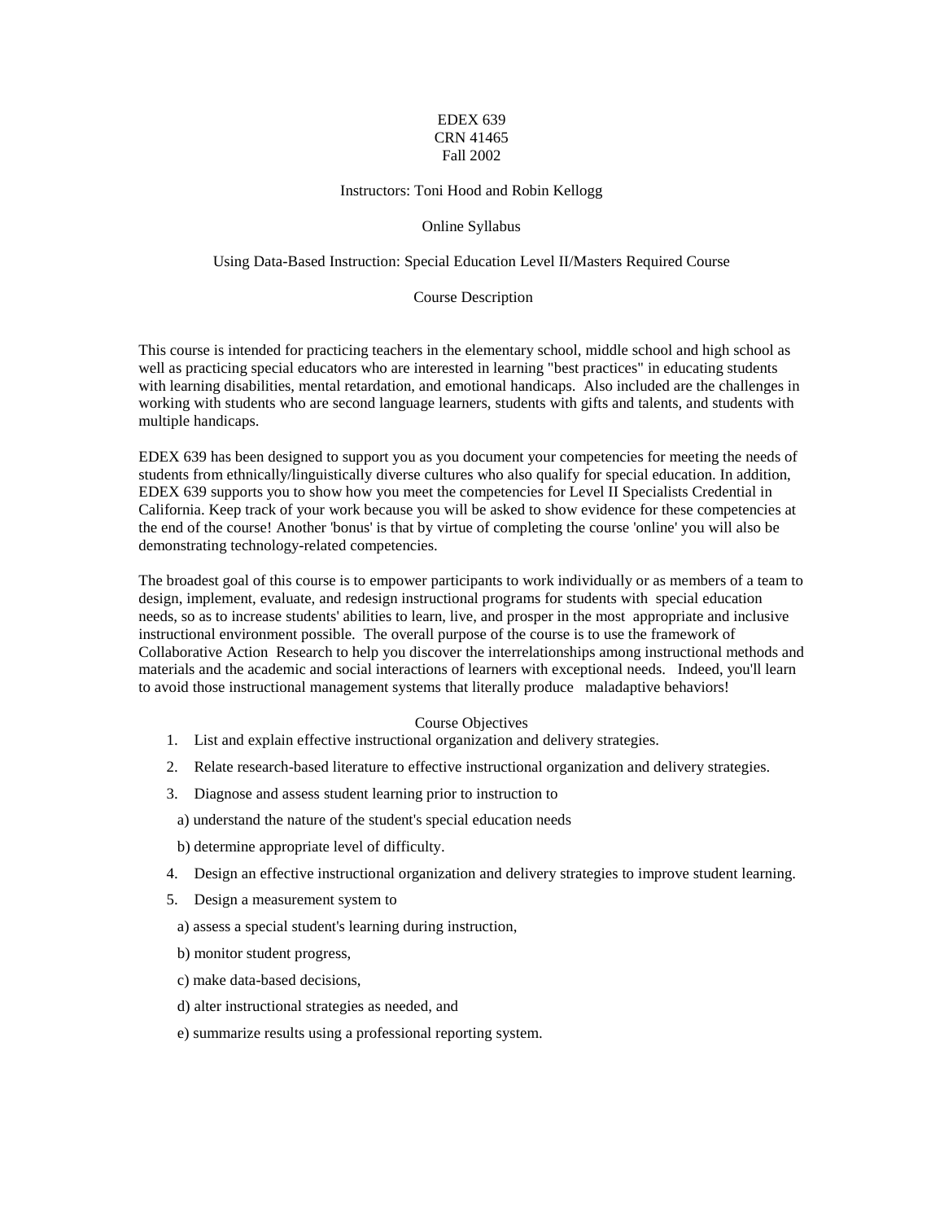EDEX 639
CRN 41465
Fall 2002

Instructors: Toni Hood and Robin Kellogg

Online Syllabus

Using Data-Based Instruction: Special Education Level II/Masters Required Course

## Course Description

This course is intended for practicing teachers in the elementary school, middle school and high school as well as practicing special educators who are interested in learning "best practices" in educating students with learning disabilities, mental retardation, and emotional handicaps. Also included are the challenges in working with students who are second language learners, students with gifts and talents, and students with multiple handicaps.

EDEX 639 has been designed to support you as you document your competencies for meeting the needs of students from ethnically/linguistically diverse cultures who also qualify for special education. In addition, EDEX 639 supports you to show how you meet the competencies for Level II Specialists Credential in California. Keep track of your work because you will be asked to show evidence for these competencies at the end of the course! Another 'bonus' is that by virtue of completing the course 'online' you will also be demonstrating technology-related competencies.

The broadest goal of this course is to empower participants to work individually or as members of a team to design, implement, evaluate, and redesign instructional programs for students with special education needs, so as to increase students' abilities to learn, live, and prosper in the most appropriate and inclusive instructional environment possible. The overall purpose of the course is to use the framework of Collaborative Action Research to help you discover the interrelationships among instructional methods and materials and the academic and social interactions of learners with exceptional needs. Indeed, you'll learn to avoid those instructional management systems that literally produce maladaptive behaviors!

## Course Objectives

1. List and explain effective instructional organization and delivery strategies.
2. Relate research-based literature to effective instructional organization and delivery strategies.
3. Diagnose and assess student learning prior to instruction to
   a) understand the nature of the student's special education needs
   b) determine appropriate level of difficulty.
4. Design an effective instructional organization and delivery strategies to improve student learning.
5. Design a measurement system to
   a) assess a special student's learning during instruction,
   b) monitor student progress,
   c) make data-based decisions,
   d) alter instructional strategies as needed, and
   e) summarize results using a professional reporting system.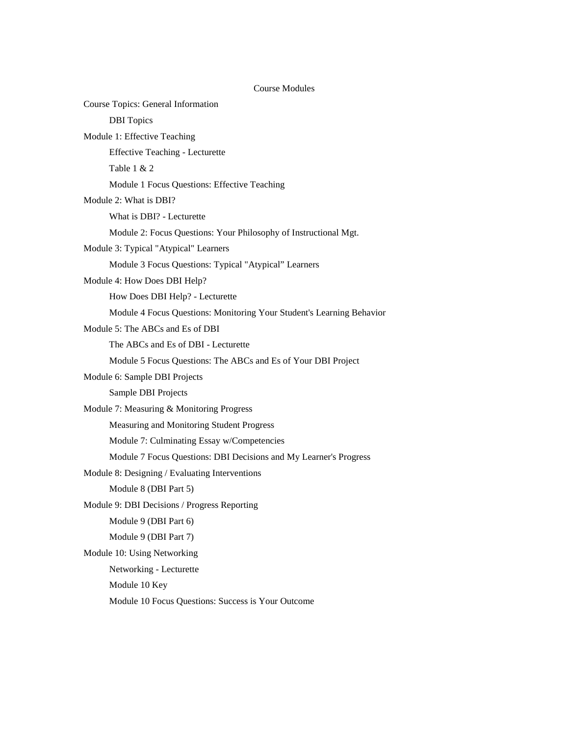# Course Modules

- Course Topics: General Information
  - DBI Topics
- Module 1: Effective Teaching
  - Effective Teaching - Lecturette
  - Table 1 & 2
  - Module 1 Focus Questions: Effective Teaching
- Module 2: What is DBI?
  - What is DBI? - Lecturette
  - Module 2: Focus Questions: Your Philosophy of Instructional Mgt.
- Module 3: Typical "Atypical" Learners
  - Module 3 Focus Questions: Typical "Atypical" Learners
- Module 4: How Does DBI Help?
  - How Does DBI Help? - Lecturette
  - Module 4 Focus Questions: Monitoring Your Student's Learning Behavior
- Module 5: The ABCs and Es of DBI
  - The ABCs and Es of DBI - Lecturette
  - Module 5 Focus Questions: The ABCs and Es of Your DBI Project
- Module 6: Sample DBI Projects
  - Sample DBI Projects
- Module 7: Measuring & Monitoring Progress
  - Measuring and Monitoring Student Progress
  - Module 7: Culminating Essay w/Competencies
  - Module 7 Focus Questions: DBI Decisions and My Learner's Progress
- Module 8: Designing / Evaluating Interventions
  - Module 8 (DBI Part 5)
- Module 9: DBI Decisions / Progress Reporting
  - Module 9 (DBI Part 6)
  - Module 9 (DBI Part 7)
- Module 10: Using Networking
  - Networking - Lecturette
  - Module 10 Key
  - Module 10 Focus Questions: Success is Your Outcome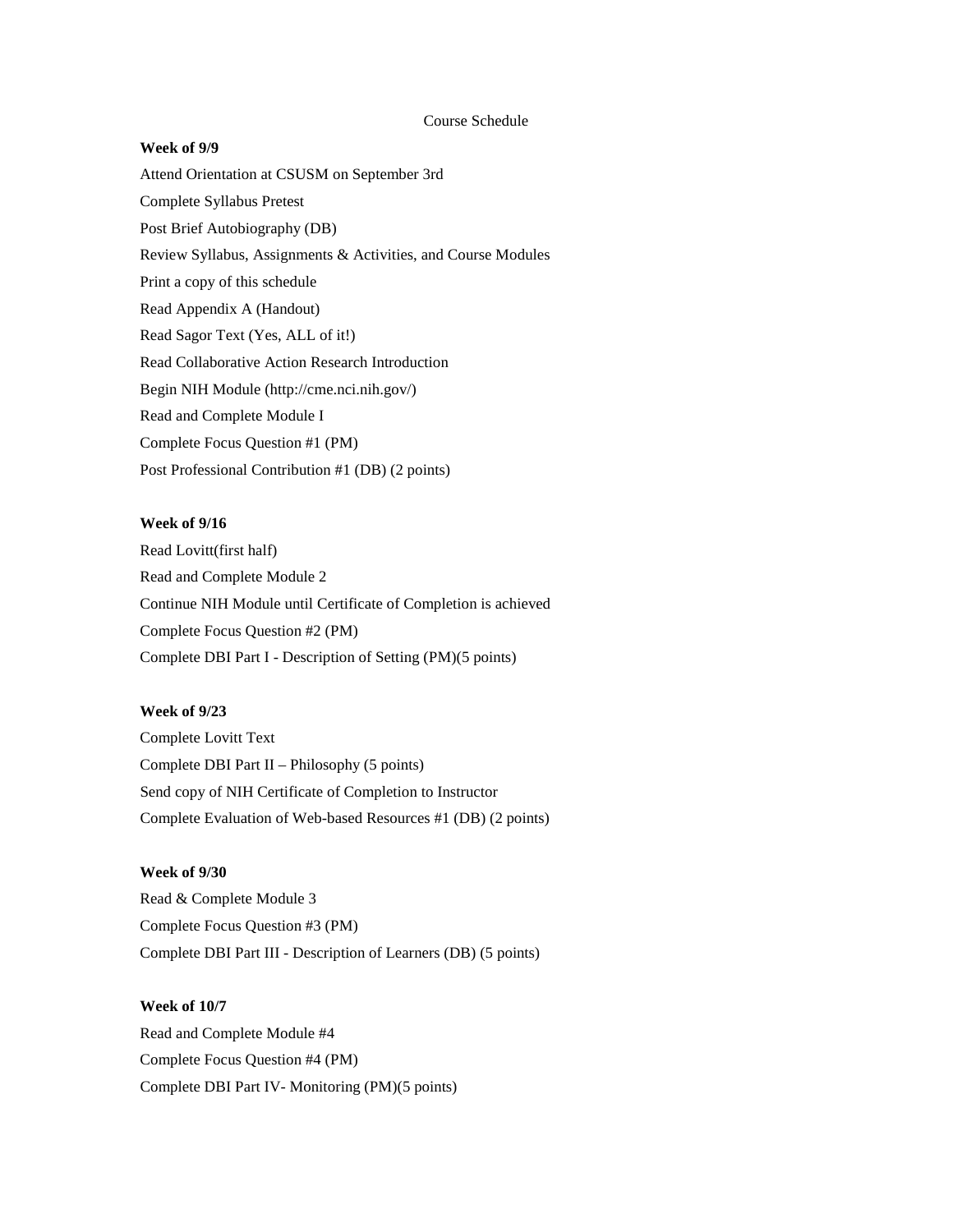Course Schedule

**Week of 9/9**

Attend Orientation at CSUSM on September 3rd

Complete Syllabus Pretest

Post Brief Autobiography (DB)

Review Syllabus, Assignments & Activities, and Course Modules

Print a copy of this schedule

Read Appendix A (Handout)

Read Sagor Text (Yes, ALL of it!)

Read Collaborative Action Research Introduction

Begin NIH Module (http://cme.nci.nih.gov/)

Read and Complete Module I

Complete Focus Question #1 (PM)

Post Professional Contribution #1 (DB) (2 points)

**Week of 9/16**

Read Lovitt(first half)

Read and Complete Module 2

Continue NIH Module until Certificate of Completion is achieved

Complete Focus Question #2 (PM)

Complete DBI Part I - Description of Setting (PM)(5 points)

**Week of 9/23**

Complete Lovitt Text

Complete DBI Part II – Philosophy (5 points)

Send copy of NIH Certificate of Completion to Instructor

Complete Evaluation of Web-based Resources #1 (DB) (2 points)

**Week of 9/30**

Read & Complete Module 3

Complete Focus Question #3 (PM)

Complete DBI Part III - Description of Learners (DB) (5 points)

**Week of 10/7**

Read and Complete Module #4

Complete Focus Question #4 (PM)

Complete DBI Part IV- Monitoring (PM)(5 points)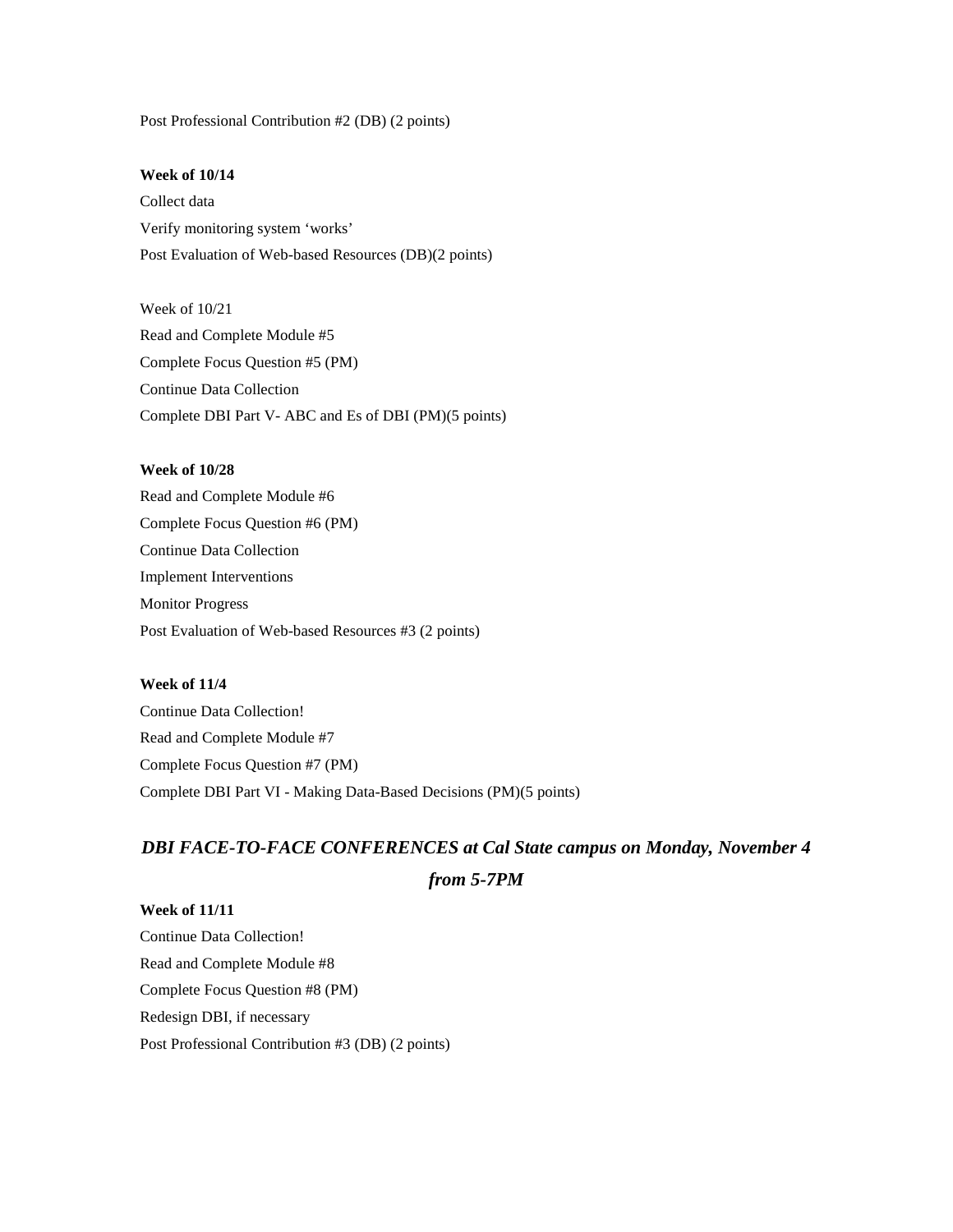Post Professional Contribution #2 (DB) (2 points)

**Week of 10/14**

Collect data

Verify monitoring system 'works'

Post Evaluation of Web-based Resources (DB)(2 points)

Week of 10/21

Read and Complete Module #5

Complete Focus Question #5 (PM)

Continue Data Collection

Complete DBI Part V- ABC and Es of DBI (PM)(5 points)

**Week of 10/28**

Read and Complete Module #6

Complete Focus Question #6 (PM)

Continue Data Collection

Implement Interventions

Monitor Progress

Post Evaluation of Web-based Resources #3 (2 points)

**Week of 11/4**

Continue Data Collection!

Read and Complete Module #7

Complete Focus Question #7 (PM)

Complete DBI Part VI - Making Data-Based Decisions (PM)(5 points)

***DBI FACE-TO-FACE CONFERENCES at Cal State campus on Monday, November 4 from 5-7PM***

**Week of 11/11**

Continue Data Collection!

Read and Complete Module #8

Complete Focus Question #8 (PM)

Redesign DBI, if necessary

Post Professional Contribution #3 (DB) (2 points)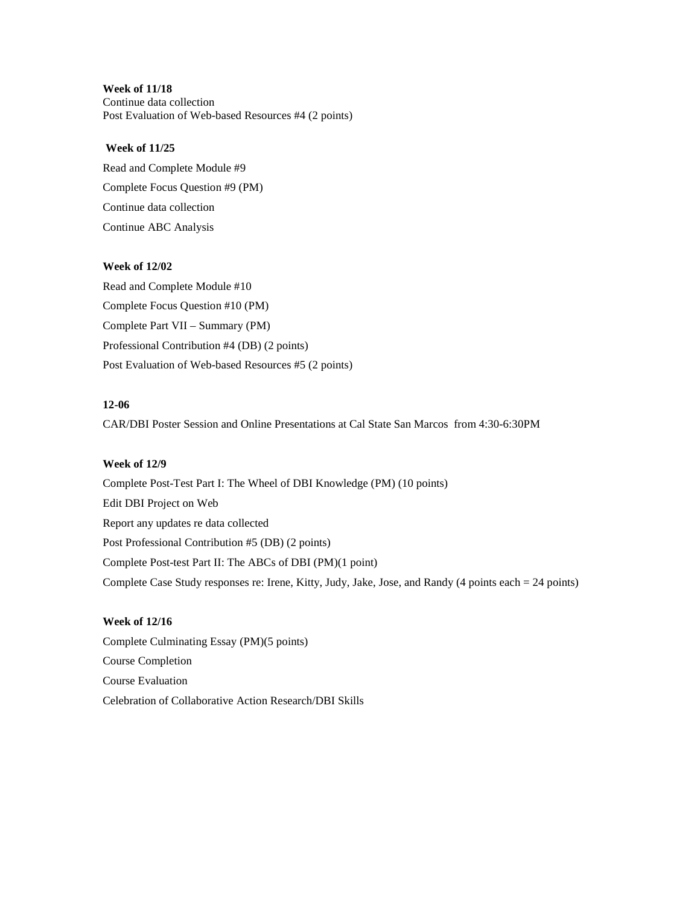**Week of 11/18**
Continue data collection
Post Evaluation of Web-based Resources #4 (2 points)

**Week of 11/25**

Read and Complete Module #9

Complete Focus Question #9 (PM)

Continue data collection

Continue ABC Analysis

**Week of 12/02**

Read and Complete Module #10

Complete Focus Question #10 (PM)

Complete Part VII – Summary (PM)

Professional Contribution #4 (DB) (2 points)

Post Evaluation of Web-based Resources #5 (2 points)

**12-06**

CAR/DBI Poster Session and Online Presentations at Cal State San Marcos from 4:30-6:30PM

**Week of 12/9**

Complete Post-Test Part I: The Wheel of DBI Knowledge (PM) (10 points)

Edit DBI Project on Web

Report any updates re data collected

Post Professional Contribution #5 (DB) (2 points)

Complete Post-test Part II: The ABCs of DBI (PM)(1 point)

Complete Case Study responses re: Irene, Kitty, Judy, Jake, Jose, and Randy (4 points each = 24 points)

**Week of 12/16**

Complete Culminating Essay (PM)(5 points)

Course Completion

Course Evaluation

Celebration of Collaborative Action Research/DBI Skills